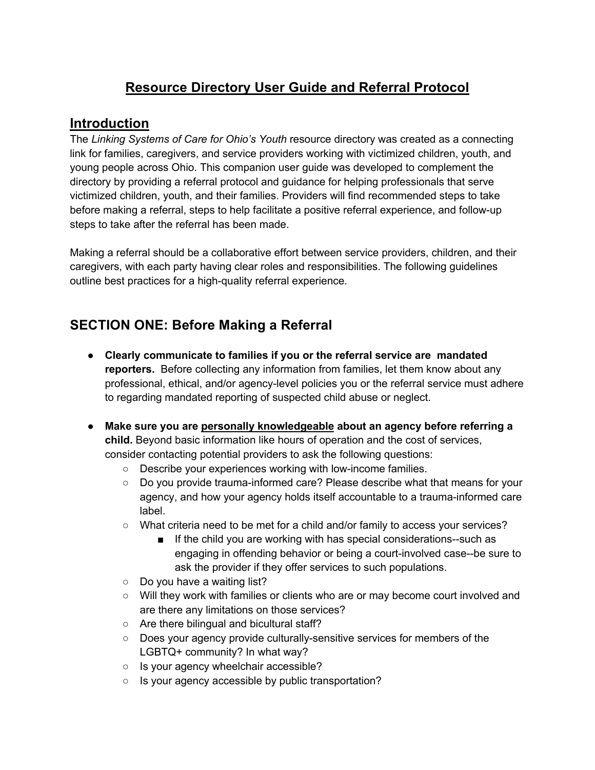# <u>Resource Directory User Guide and Referral Protocol</u>

## <u>Introduction</u>

The *Linking Systems of Care for Ohio's Youth* resource directory was created as a connecting link for families, caregivers, and service providers working with victimized children, youth, and young people across Ohio. This companion user guide was developed to complement the directory by providing a referral protocol and guidance for helping professionals that serve victimized children, youth, and their families. Providers will find recommended steps to take before making a referral, steps to help facilitate a positive referral experience, and follow-up steps to take after the referral has been made.

Making a referral should be a collaborative effort between service providers, children, and their caregivers, with each party having clear roles and responsibilities. The following guidelines outline best practices for a high-quality referral experience.

## SECTION ONE: Before Making a Referral

- **Clearly communicate to families if you or the referral service are mandated reporters.** Before collecting any information from families, let them know about any professional, ethical, and/or agency-level policies you or the referral service must adhere to regarding mandated reporting of suspected child abuse or neglect.
- **Make sure you are <u>personally knowledgeable</u> about an agency before referring a child.** Beyond basic information like hours of operation and the cost of services, consider contacting potential providers to ask the following questions:
    - Describe your experiences working with low-income families.
    - Do you provide trauma-informed care? Please describe what that means for your agency, and how your agency holds itself accountable to a trauma-informed care label.
    - What criteria need to be met for a child and/or family to access your services?
        - If the child you are working with has special considerations--such as engaging in offending behavior or being a court-involved case--be sure to ask the provider if they offer services to such populations.
    - Do you have a waiting list?
    - Will they work with families or clients who are or may become court involved and are there any limitations on those services?
    - Are there bilingual and bicultural staff?
    - Does your agency provide culturally-sensitive services for members of the LGBTQ+ community? In what way?
    - Is your agency wheelchair accessible?
    - Is your agency accessible by public transportation?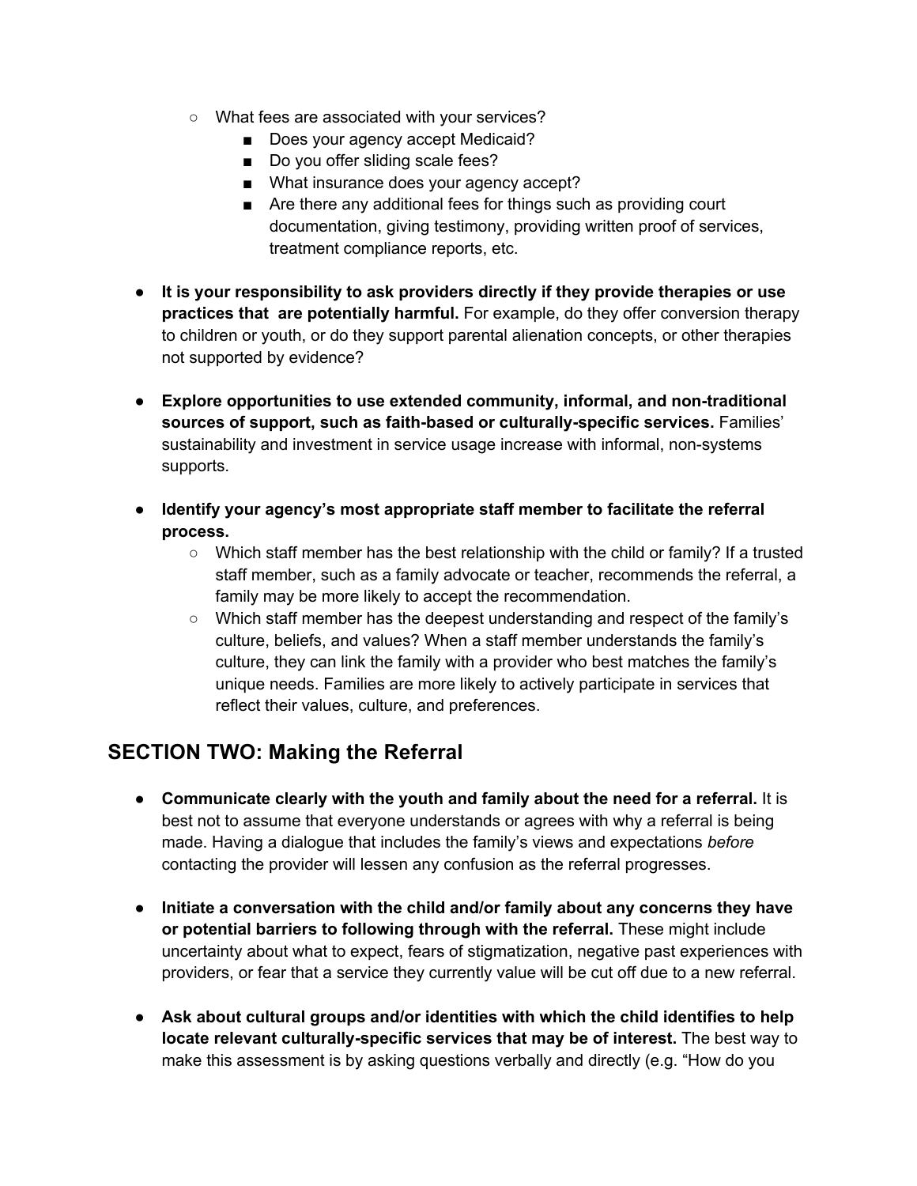- What fees are associated with your services?
  - Does your agency accept Medicaid?
  - Do you offer sliding scale fees?
  - What insurance does your agency accept?
  - Are there any additional fees for things such as providing court documentation, giving testimony, providing written proof of services, treatment compliance reports, etc.

- **It is your responsibility to ask providers directly if they provide therapies or use practices that are potentially harmful.** For example, do they offer conversion therapy to children or youth, or do they support parental alienation concepts, or other therapies not supported by evidence?

- **Explore opportunities to use extended community, informal, and non-traditional sources of support, such as faith-based or culturally-specific services.** Families' sustainability and investment in service usage increase with informal, non-systems supports.

- **Identify your agency's most appropriate staff member to facilitate the referral process.**
  - Which staff member has the best relationship with the child or family? If a trusted staff member, such as a family advocate or teacher, recommends the referral, a family may be more likely to accept the recommendation.
  - Which staff member has the deepest understanding and respect of the family's culture, beliefs, and values? When a staff member understands the family's culture, they can link the family with a provider who best matches the family's unique needs. Families are more likely to actively participate in services that reflect their values, culture, and preferences.

## SECTION TWO: Making the Referral

- **Communicate clearly with the youth and family about the need for a referral.** It is best not to assume that everyone understands or agrees with why a referral is being made. Having a dialogue that includes the family's views and expectations *before* contacting the provider will lessen any confusion as the referral progresses.

- **Initiate a conversation with the child and/or family about any concerns they have or potential barriers to following through with the referral.** These might include uncertainty about what to expect, fears of stigmatization, negative past experiences with providers, or fear that a service they currently value will be cut off due to a new referral.

- **Ask about cultural groups and/or identities with which the child identifies to help locate relevant culturally-specific services that may be of interest.** The best way to make this assessment is by asking questions verbally and directly (e.g. "How do you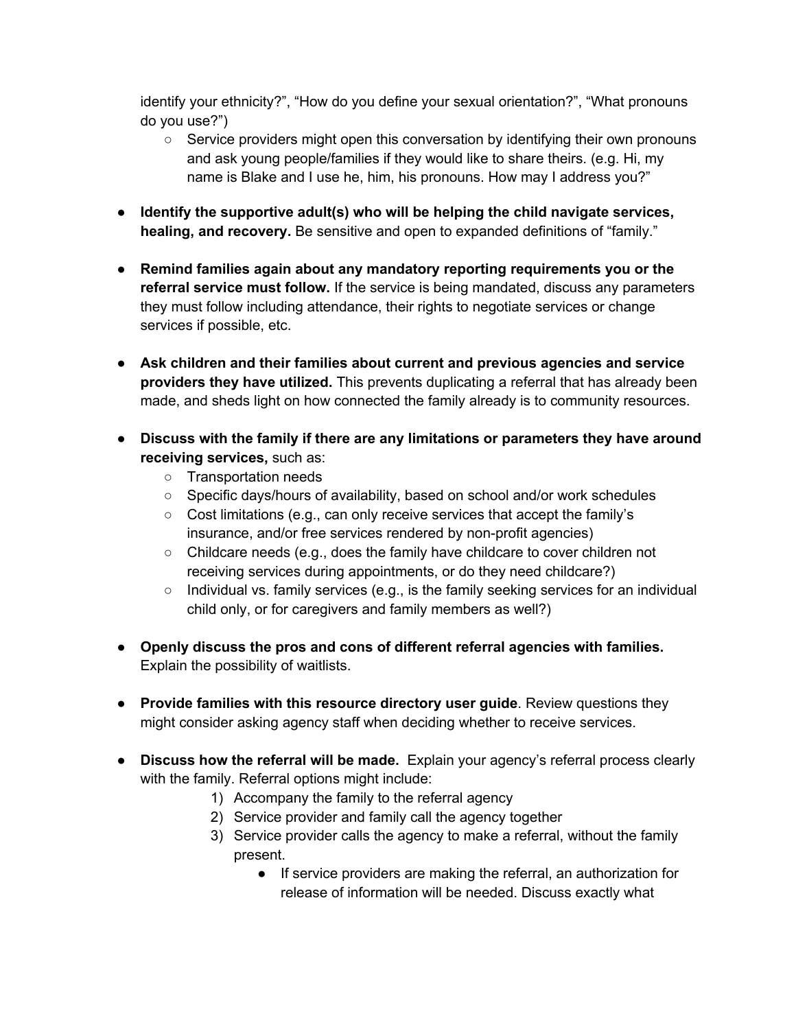identify your ethnicity?", "How do you define your sexual orientation?", "What pronouns do you use?")

  - Service providers might open this conversation by identifying their own pronouns and ask young people/families if they would like to share theirs. (e.g. Hi, my name is Blake and I use he, him, his pronouns. How may I address you?"

- **Identify the supportive adult(s) who will be helping the child navigate services, healing, and recovery.** Be sensitive and open to expanded definitions of "family."

- **Remind families again about any mandatory reporting requirements you or the referral service must follow.** If the service is being mandated, discuss any parameters they must follow including attendance, their rights to negotiate services or change services if possible, etc.

- **Ask children and their families about current and previous agencies and service providers they have utilized.** This prevents duplicating a referral that has already been made, and sheds light on how connected the family already is to community resources.

- **Discuss with the family if there are any limitations or parameters they have around receiving services,** such as:
  - Transportation needs
  - Specific days/hours of availability, based on school and/or work schedules
  - Cost limitations (e.g., can only receive services that accept the family's insurance, and/or free services rendered by non-profit agencies)
  - Childcare needs (e.g., does the family have childcare to cover children not receiving services during appointments, or do they need childcare?)
  - Individual vs. family services (e.g., is the family seeking services for an individual child only, or for caregivers and family members as well?)

- **Openly discuss the pros and cons of different referral agencies with families.** Explain the possibility of waitlists.

- **Provide families with this resource directory user guide**. Review questions they might consider asking agency staff when deciding whether to receive services.

- **Discuss how the referral will be made.** Explain your agency's referral process clearly with the family. Referral options might include:
  1) Accompany the family to the referral agency
  2) Service provider and family call the agency together
  3) Service provider calls the agency to make a referral, without the family present.
     - If service providers are making the referral, an authorization for release of information will be needed. Discuss exactly what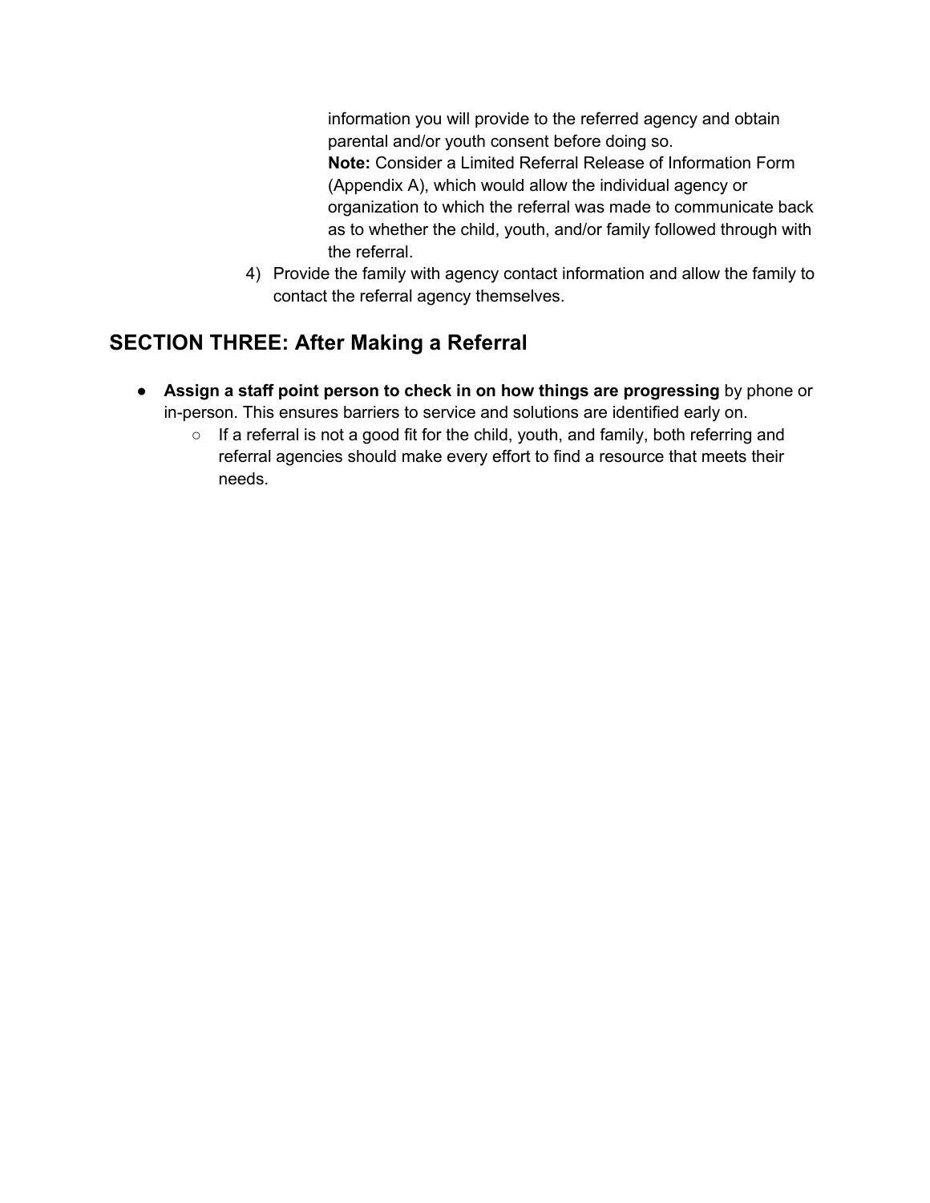information you will provide to the referred agency and obtain parental and/or youth consent before doing so.
**Note:** Consider a Limited Referral Release of Information Form (Appendix A), which would allow the individual agency or organization to which the referral was made to communicate back as to whether the child, youth, and/or family followed through with the referral.

4) Provide the family with agency contact information and allow the family to contact the referral agency themselves.

## SECTION THREE: After Making a Referral

- **Assign a staff point person to check in on how things are progressing** by phone or in-person. This ensures barriers to service and solutions are identified early on.
  - If a referral is not a good fit for the child, youth, and family, both referring and referral agencies should make every effort to find a resource that meets their needs.